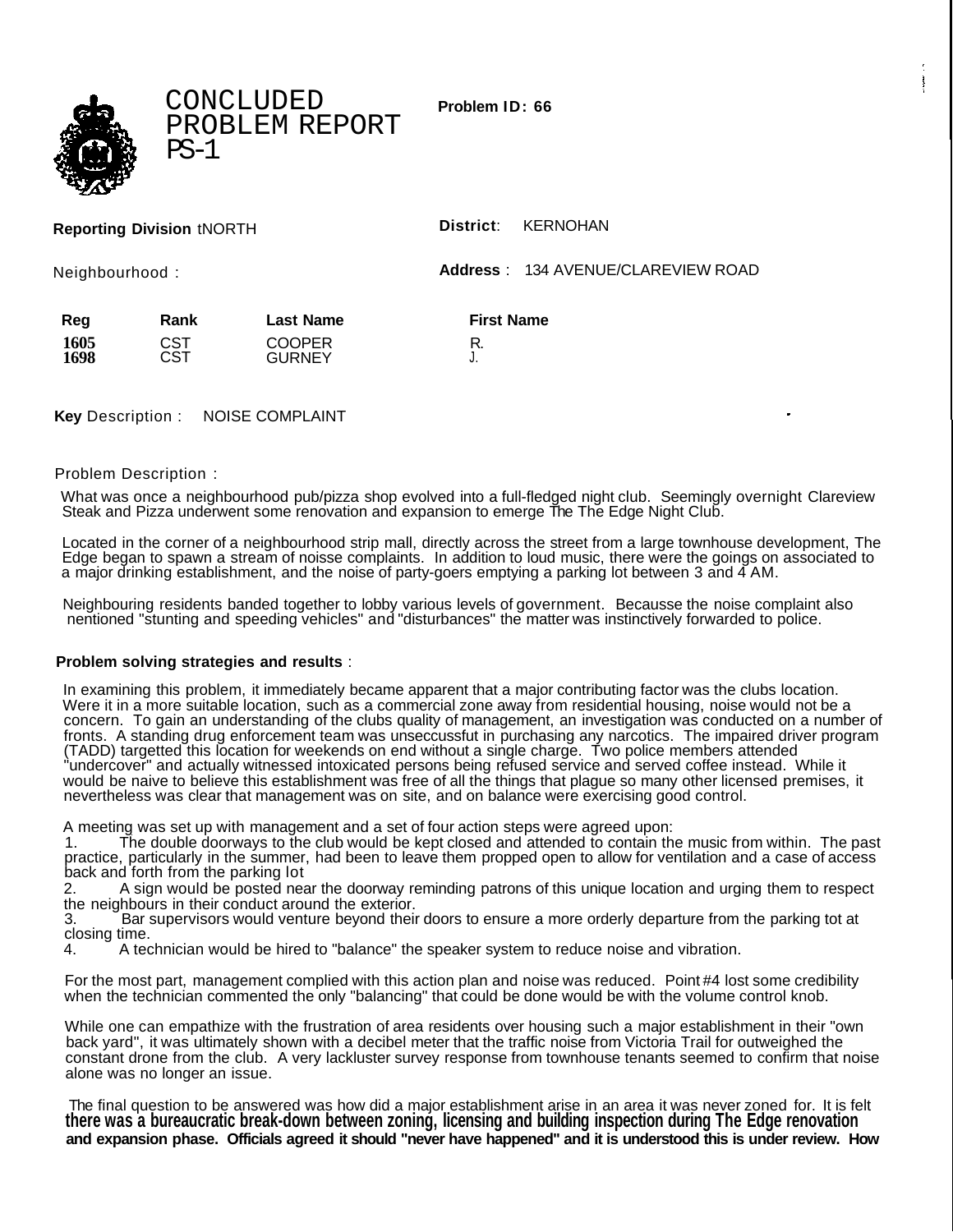# CONCLUDED PROBLEM REPORT PS-1

**Problem ID: 66**

**Reporting Division** tNORTH

**District**: KERNOHAN

Neighbourhood :

**Address** : 134 AVENUE/CLAREVIEW ROAD

| Reg | Rank | Last Name | First Name |
|---|---|---|---|
| 1605 | CST | COOPER | R. |
| 1698 | CST | GURNEY | J. |

**Key** Description : NOISE COMPLAINT

Problem Description :

What was once a neighbourhood pub/pizza shop evolved into a full-fledged night club. Seemingly overnight Clareview Steak and Pizza underwent some renovation and expansion to emerge The The Edge Night Club.

Located in the corner of a neighbourhood strip mall, directly across the street from a large townhouse development, The Edge began to spawn a stream of noisse complaints. In addition to loud music, there were the goings on associated to a major drinking establishment, and the noise of party-goers emptying a parking lot between 3 and 4 AM.

Neighbouring residents banded together to lobby various levels of government. Becausse the noise complaint also nentioned "stunting and speeding vehicles" and "disturbances" the matter was instinctively forwarded to police.

**Problem solving strategies and results** :

In examining this problem, it immediately became apparent that a major contributing factor was the clubs location. Were it in a more suitable location, such as a commercial zone away from residential housing, noise would not be a concern. To gain an understanding of the clubs quality of management, an investigation was conducted on a number of fronts. A standing drug enforcement team was unseccussful in purchasing any narcotics. The impaired driver program (TADD) targetted this location for weekends on end without a single charge. Two police members attended "undercover" and actually witnessed intoxicated persons being refused service and served coffee instead. While it would be naive to believe this establishment was free of all the things that plague so many other licensed premises, it nevertheless was clear that management was on site, and on balance were exercising good control.

A meeting was set up with management and a set of four action steps were agreed upon:

1. The double doorways to the club would be kept closed and attended to contain the music from within. The past practice, particularly in the summer, had been to leave them propped open to allow for ventilation and a case of access back and forth from the parking lot
2. A sign would be posted near the doorway reminding patrons of this unique location and urging them to respect the neighbours in their conduct around the exterior.
3. Bar supervisors would venture beyond their doors to ensure a more orderly departure from the parking tot at closing time.
4. A technician would be hired to "balance" the speaker system to reduce noise and vibration.

For the most part, management complied with this action plan and noise was reduced. Point #4 lost some credibility when the technician commented the only "balancing" that could be done would be with the volume control knob.

While one can empathize with the frustration of area residents over housing such a major establishment in their "own back yard", it was ultimately shown with a decibel meter that the traffic noise from Victoria Trail for outweighed the constant drone from the club. A very lackluster survey response from townhouse tenants seemed to confirm that noise alone was no longer an issue.

The final question to be answered was how did a major establishment arise in an area it was never zoned for. It is felt **there was a bureaucratic break-down between zoning, licensing and building inspection during The Edge renovation and expansion phase. Officials agreed it should "never have happened" and it is understood this is under review. How**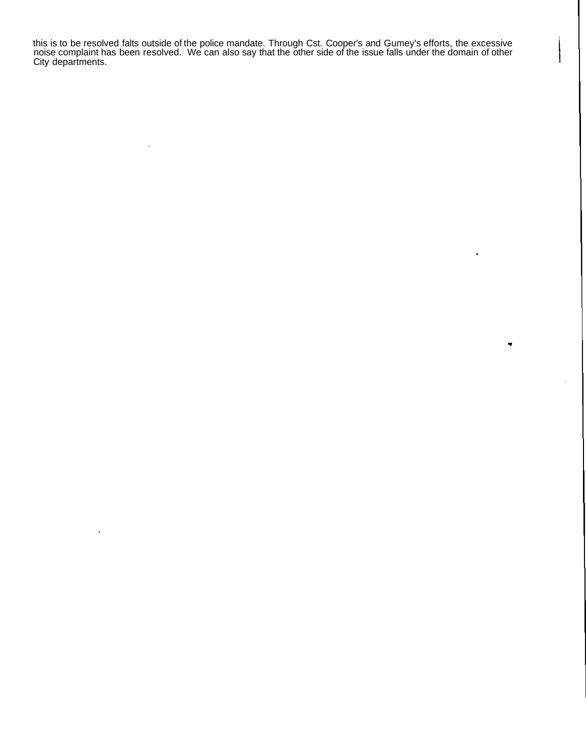this is to be resolved falts outside of the police mandate. Through Cst. Cooper's and Gumey's efforts, the excessive noise complaint has been resolved. We can also say that the other side of the issue falls under the domain of other City departments.